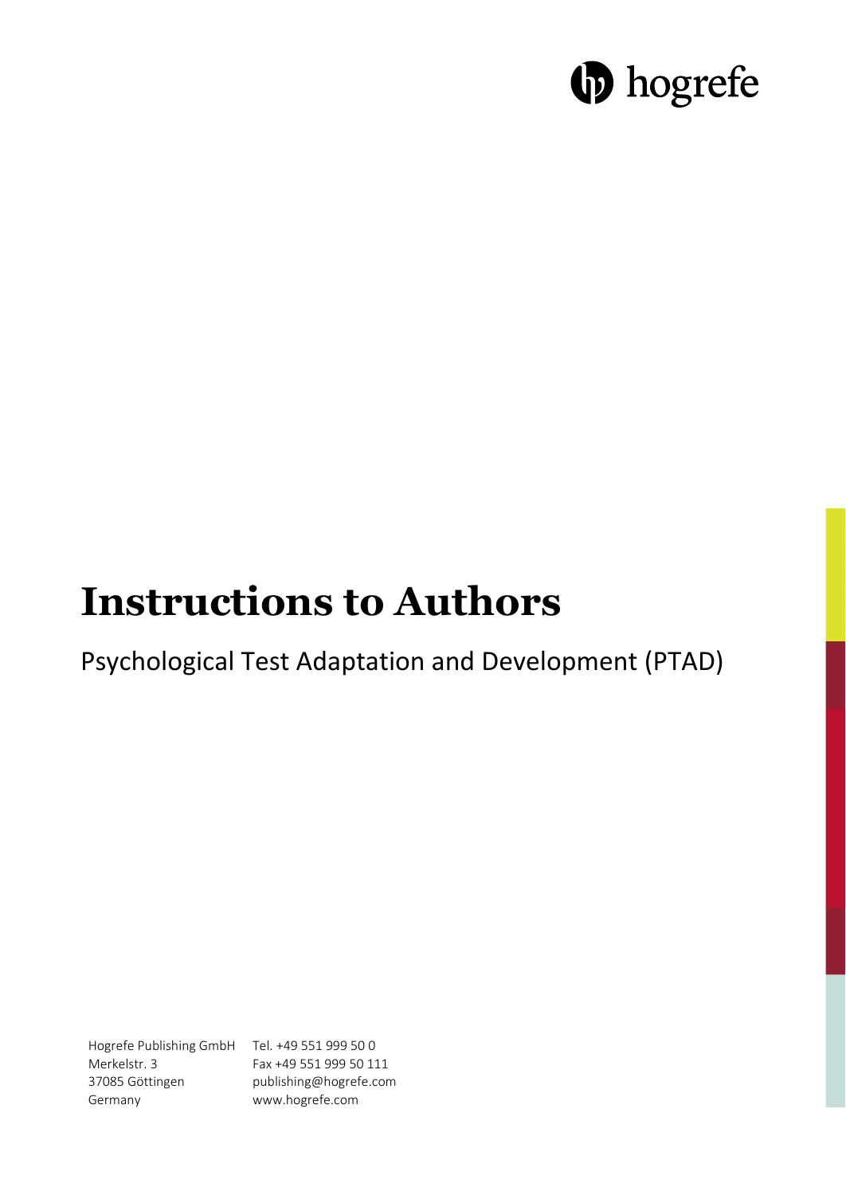hogrefe

# Instructions to Authors

Psychological Test Adaptation and Development (PTAD)

Hogrefe Publishing GmbH
Merkelstr. 3
37085 Göttingen
Germany

Tel. +49 551 999 50 0
Fax +49 551 999 50 111
publishing@hogrefe.com
www.hogrefe.com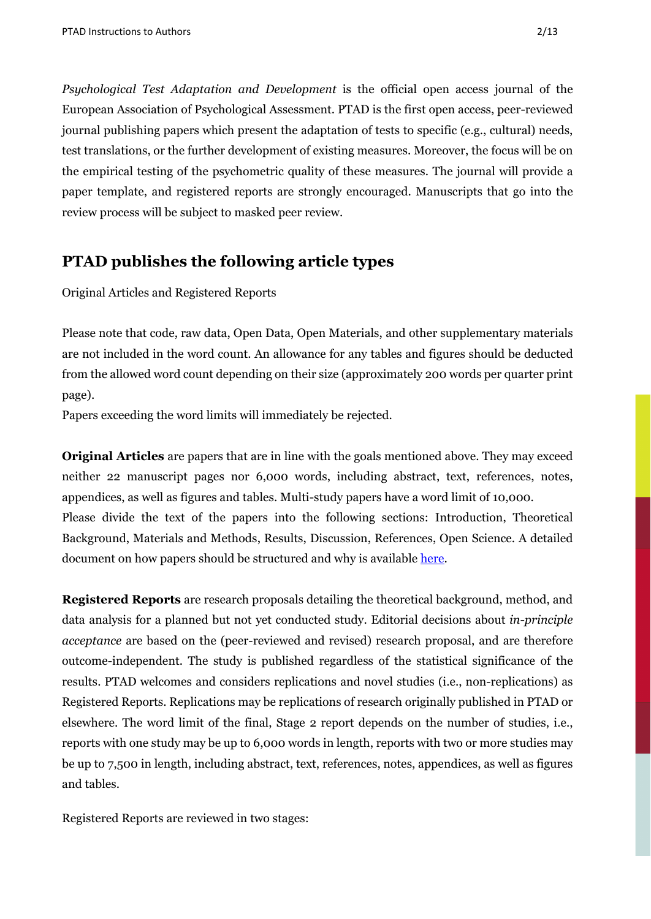*Psychological Test Adaptation and Development* is the official open access journal of the European Association of Psychological Assessment. PTAD is the first open access, peer-reviewed journal publishing papers which present the adaptation of tests to specific (e.g., cultural) needs, test translations, or the further development of existing measures. Moreover, the focus will be on the empirical testing of the psychometric quality of these measures. The journal will provide a paper template, and registered reports are strongly encouraged. Manuscripts that go into the review process will be subject to masked peer review.

## PTAD publishes the following article types

Original Articles and Registered Reports

Please note that code, raw data, Open Data, Open Materials, and other supplementary materials are not included in the word count. An allowance for any tables and figures should be deducted from the allowed word count depending on their size (approximately 200 words per quarter print page).
Papers exceeding the word limits will immediately be rejected.

**Original Articles** are papers that are in line with the goals mentioned above. They may exceed neither 22 manuscript pages nor 6,000 words, including abstract, text, references, notes, appendices, as well as figures and tables. Multi-study papers have a word limit of 10,000.
Please divide the text of the papers into the following sections: Introduction, Theoretical Background, Materials and Methods, Results, Discussion, References, Open Science. A detailed document on how papers should be structured and why is available here.

**Registered Reports** are research proposals detailing the theoretical background, method, and data analysis for a planned but not yet conducted study. Editorial decisions about *in-principle acceptance* are based on the (peer-reviewed and revised) research proposal, and are therefore outcome-independent. The study is published regardless of the statistical significance of the results. PTAD welcomes and considers replications and novel studies (i.e., non-replications) as Registered Reports. Replications may be replications of research originally published in PTAD or elsewhere. The word limit of the final, Stage 2 report depends on the number of studies, i.e., reports with one study may be up to 6,000 words in length, reports with two or more studies may be up to 7,500 in length, including abstract, text, references, notes, appendices, as well as figures and tables.

Registered Reports are reviewed in two stages: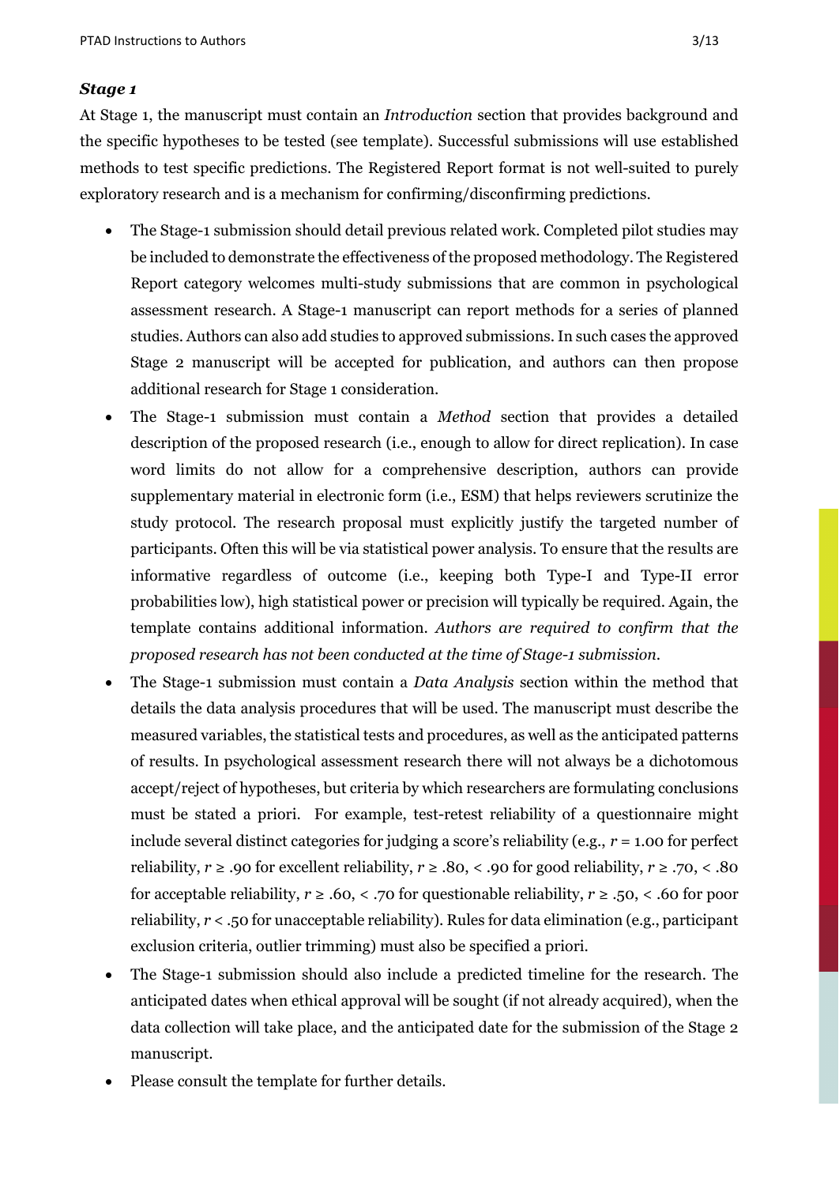### *Stage 1*

At Stage 1, the manuscript must contain an *Introduction* section that provides background and the specific hypotheses to be tested (see template). Successful submissions will use established methods to test specific predictions. The Registered Report format is not well-suited to purely exploratory research and is a mechanism for confirming/disconfirming predictions.

- The Stage-1 submission should detail previous related work. Completed pilot studies may be included to demonstrate the effectiveness of the proposed methodology. The Registered Report category welcomes multi-study submissions that are common in psychological assessment research. A Stage-1 manuscript can report methods for a series of planned studies. Authors can also add studies to approved submissions. In such cases the approved Stage 2 manuscript will be accepted for publication, and authors can then propose additional research for Stage 1 consideration.
- The Stage-1 submission must contain a *Method* section that provides a detailed description of the proposed research (i.e., enough to allow for direct replication). In case word limits do not allow for a comprehensive description, authors can provide supplementary material in electronic form (i.e., ESM) that helps reviewers scrutinize the study protocol. The research proposal must explicitly justify the targeted number of participants. Often this will be via statistical power analysis. To ensure that the results are informative regardless of outcome (i.e., keeping both Type-I and Type-II error probabilities low), high statistical power or precision will typically be required. Again, the template contains additional information. *Authors are required to confirm that the proposed research has not been conducted at the time of Stage-1 submission.*
- The Stage-1 submission must contain a *Data Analysis* section within the method that details the data analysis procedures that will be used. The manuscript must describe the measured variables, the statistical tests and procedures, as well as the anticipated patterns of results. In psychological assessment research there will not always be a dichotomous accept/reject of hypotheses, but criteria by which researchers are formulating conclusions must be stated a priori. For example, test-retest reliability of a questionnaire might include several distinct categories for judging a score's reliability (e.g., $r = 1.00$ for perfect reliability, $r \geq .90$ for excellent reliability, $r \geq .80$, $< .90$ for good reliability, $r \geq .70$, $< .80$ for acceptable reliability, $r \geq .60$, $< .70$ for questionable reliability, $r \geq .50$, $< .60$ for poor reliability, $r < .50$ for unacceptable reliability). Rules for data elimination (e.g., participant exclusion criteria, outlier trimming) must also be specified a priori.
- The Stage-1 submission should also include a predicted timeline for the research. The anticipated dates when ethical approval will be sought (if not already acquired), when the data collection will take place, and the anticipated date for the submission of the Stage 2 manuscript.
- Please consult the template for further details.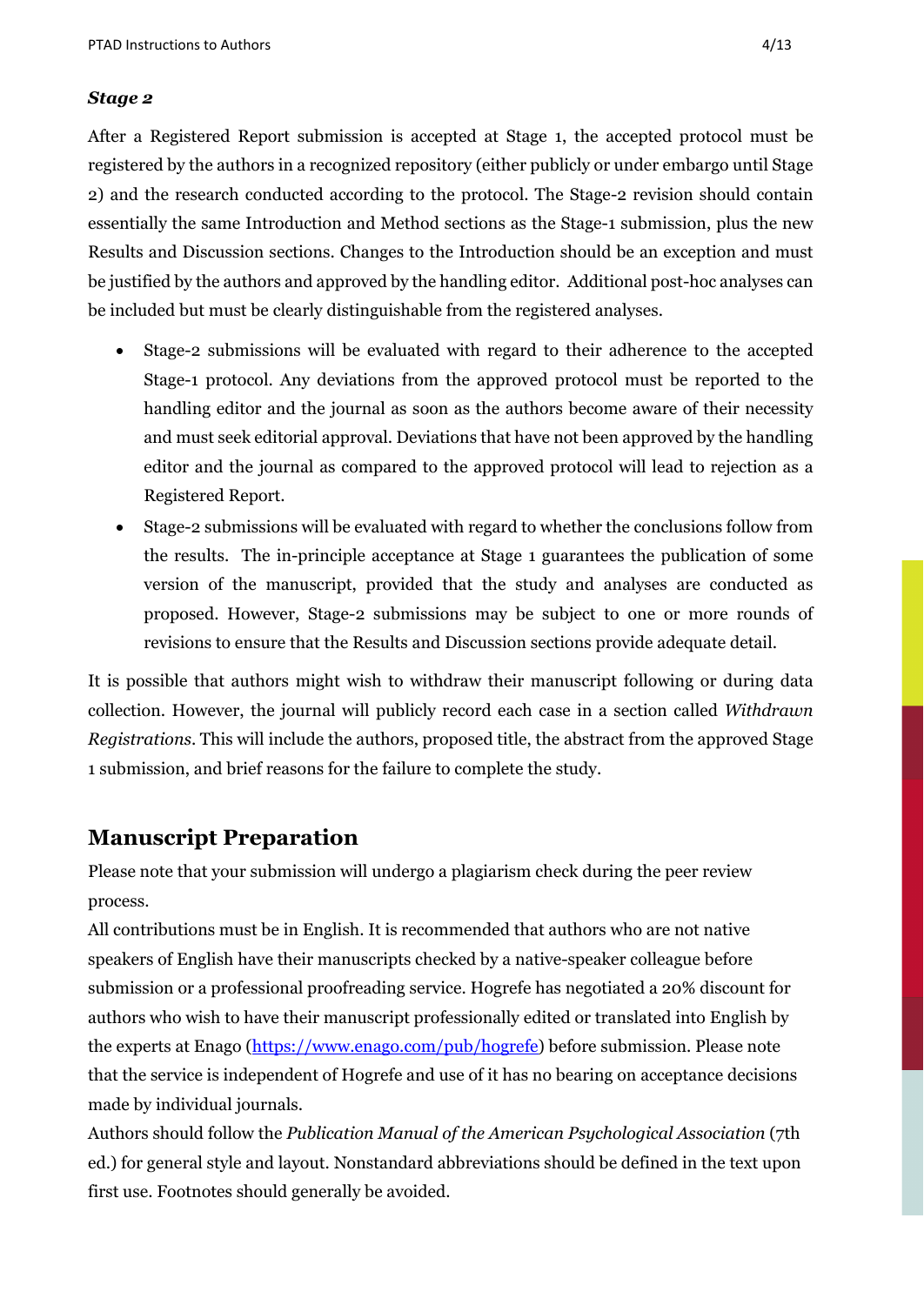### *Stage 2*

After a Registered Report submission is accepted at Stage 1, the accepted protocol must be registered by the authors in a recognized repository (either publicly or under embargo until Stage 2) and the research conducted according to the protocol. The Stage-2 revision should contain essentially the same Introduction and Method sections as the Stage-1 submission, plus the new Results and Discussion sections. Changes to the Introduction should be an exception and must be justified by the authors and approved by the handling editor. Additional post-hoc analyses can be included but must be clearly distinguishable from the registered analyses.

- Stage-2 submissions will be evaluated with regard to their adherence to the accepted Stage-1 protocol. Any deviations from the approved protocol must be reported to the handling editor and the journal as soon as the authors become aware of their necessity and must seek editorial approval. Deviations that have not been approved by the handling editor and the journal as compared to the approved protocol will lead to rejection as a Registered Report.
- Stage-2 submissions will be evaluated with regard to whether the conclusions follow from the results. The in-principle acceptance at Stage 1 guarantees the publication of some version of the manuscript, provided that the study and analyses are conducted as proposed. However, Stage-2 submissions may be subject to one or more rounds of revisions to ensure that the Results and Discussion sections provide adequate detail.

It is possible that authors might wish to withdraw their manuscript following or during data collection. However, the journal will publicly record each case in a section called *Withdrawn Registrations*. This will include the authors, proposed title, the abstract from the approved Stage 1 submission, and brief reasons for the failure to complete the study.

## Manuscript Preparation

Please note that your submission will undergo a plagiarism check during the peer review process.

All contributions must be in English. It is recommended that authors who are not native speakers of English have their manuscripts checked by a native-speaker colleague before submission or a professional proofreading service. Hogrefe has negotiated a 20% discount for authors who wish to have their manuscript professionally edited or translated into English by the experts at Enago (https://www.enago.com/pub/hogrefe) before submission. Please note that the service is independent of Hogrefe and use of it has no bearing on acceptance decisions made by individual journals.

Authors should follow the *Publication Manual of the American Psychological Association* (7th ed.) for general style and layout. Nonstandard abbreviations should be defined in the text upon first use. Footnotes should generally be avoided.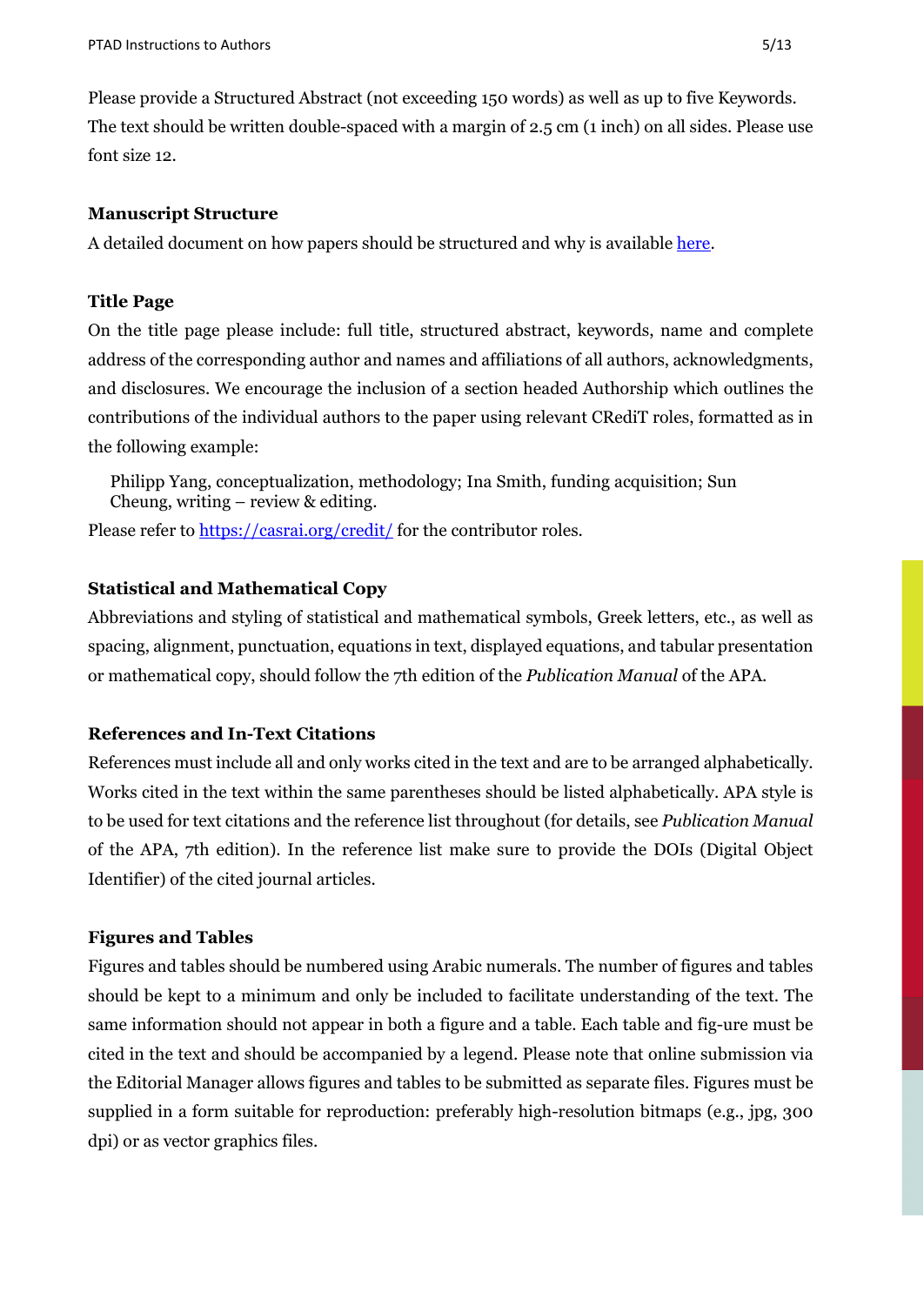Please provide a Structured Abstract (not exceeding 150 words) as well as up to five Keywords. The text should be written double-spaced with a margin of 2.5 cm (1 inch) on all sides. Please use font size 12.

### Manuscript Structure

A detailed document on how papers should be structured and why is available [here](here).

### Title Page

On the title page please include: full title, structured abstract, keywords, name and complete address of the corresponding author and names and affiliations of all authors, acknowledgments, and disclosures. We encourage the inclusion of a section headed Authorship which outlines the contributions of the individual authors to the paper using relevant CRediT roles, formatted as in the following example:

> Philipp Yang, conceptualization, methodology; Ina Smith, funding acquisition; Sun Cheung, writing – review & editing.

Please refer to https://casrai.org/credit/ for the contributor roles.

### Statistical and Mathematical Copy

Abbreviations and styling of statistical and mathematical symbols, Greek letters, etc., as well as spacing, alignment, punctuation, equations in text, displayed equations, and tabular presentation or mathematical copy, should follow the 7th edition of the *Publication Manual* of the APA.

### References and In-Text Citations

References must include all and only works cited in the text and are to be arranged alphabetically. Works cited in the text within the same parentheses should be listed alphabetically. APA style is to be used for text citations and the reference list throughout (for details, see *Publication Manual* of the APA, 7th edition). In the reference list make sure to provide the DOIs (Digital Object Identifier) of the cited journal articles.

### Figures and Tables

Figures and tables should be numbered using Arabic numerals. The number of figures and tables should be kept to a minimum and only be included to facilitate understanding of the text. The same information should not appear in both a figure and a table. Each table and fig-ure must be cited in the text and should be accompanied by a legend. Please note that online submission via the Editorial Manager allows figures and tables to be submitted as separate files. Figures must be supplied in a form suitable for reproduction: preferably high-resolution bitmaps (e.g., jpg, 300 dpi) or as vector graphics files.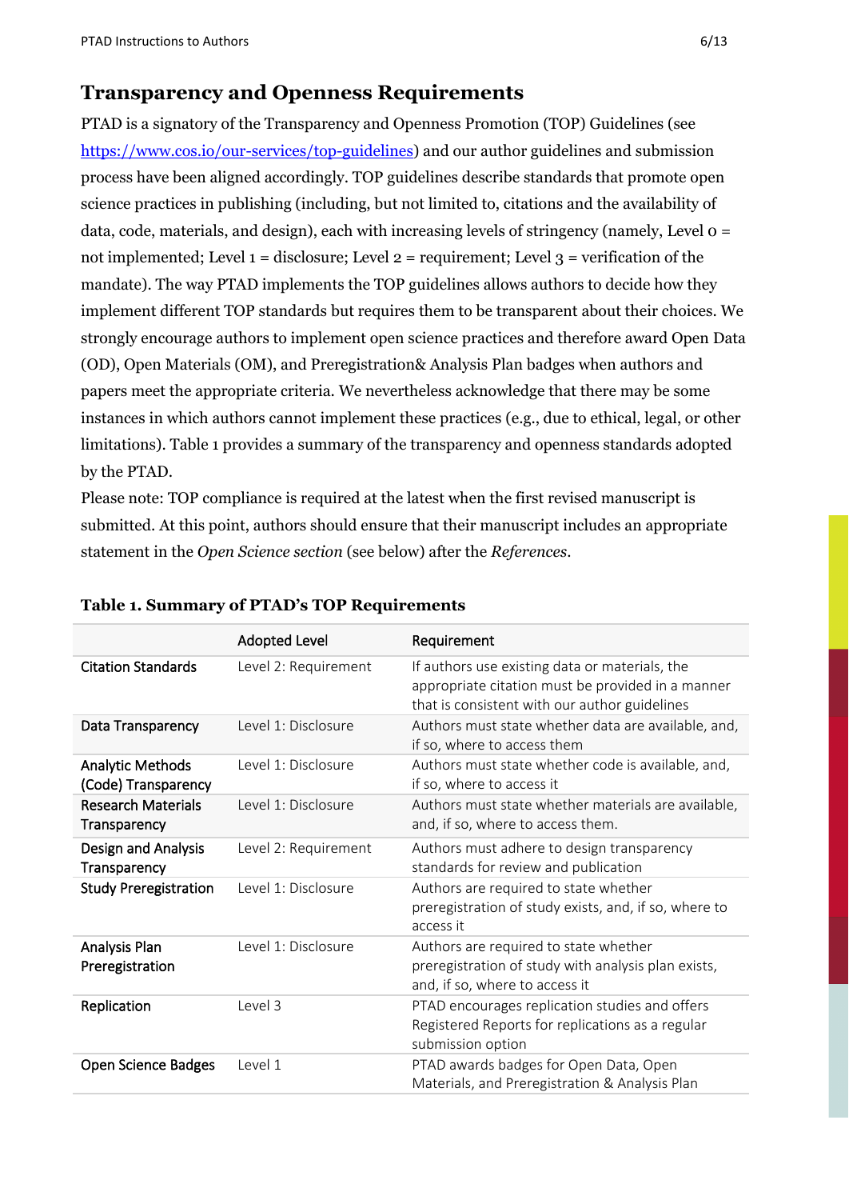## Transparency and Openness Requirements

PTAD is a signatory of the Transparency and Openness Promotion (TOP) Guidelines (see [https://www.cos.io/our-services/top-guidelines](https://www.cos.io/our-services/top-guidelines)) and our author guidelines and submission process have been aligned accordingly. TOP guidelines describe standards that promote open science practices in publishing (including, but not limited to, citations and the availability of data, code, materials, and design), each with increasing levels of stringency (namely, Level 0 = not implemented; Level 1 = disclosure; Level 2 = requirement; Level 3 = verification of the mandate). The way PTAD implements the TOP guidelines allows authors to decide how they implement different TOP standards but requires them to be transparent about their choices. We strongly encourage authors to implement open science practices and therefore award Open Data (OD), Open Materials (OM), and Preregistration& Analysis Plan badges when authors and papers meet the appropriate criteria. We nevertheless acknowledge that there may be some instances in which authors cannot implement these practices (e.g., due to ethical, legal, or other limitations). Table 1 provides a summary of the transparency and openness standards adopted by the PTAD.

Please note: TOP compliance is required at the latest when the first revised manuscript is submitted. At this point, authors should ensure that their manuscript includes an appropriate statement in the *Open Science section* (see below) after the *References*.

**Table 1. Summary of PTAD's TOP Requirements**

| | Adopted Level | Requirement |
|---|---|---|
| Citation Standards | Level 2: Requirement | If authors use existing data or materials, the appropriate citation must be provided in a manner that is consistent with our author guidelines |
| Data Transparency | Level 1: Disclosure | Authors must state whether data are available, and, if so, where to access them |
| Analytic Methods (Code) Transparency | Level 1: Disclosure | Authors must state whether code is available, and, if so, where to access it |
| Research Materials Transparency | Level 1: Disclosure | Authors must state whether materials are available, and, if so, where to access them. |
| Design and Analysis Transparency | Level 2: Requirement | Authors must adhere to design transparency standards for review and publication |
| Study Preregistration | Level 1: Disclosure | Authors are required to state whether preregistration of study exists, and, if so, where to access it |
| Analysis Plan Preregistration | Level 1: Disclosure | Authors are required to state whether preregistration of study with analysis plan exists, and, if so, where to access it |
| Replication | Level 3 | PTAD encourages replication studies and offers Registered Reports for replications as a regular submission option |
| Open Science Badges | Level 1 | PTAD awards badges for Open Data, Open Materials, and Preregistration & Analysis Plan |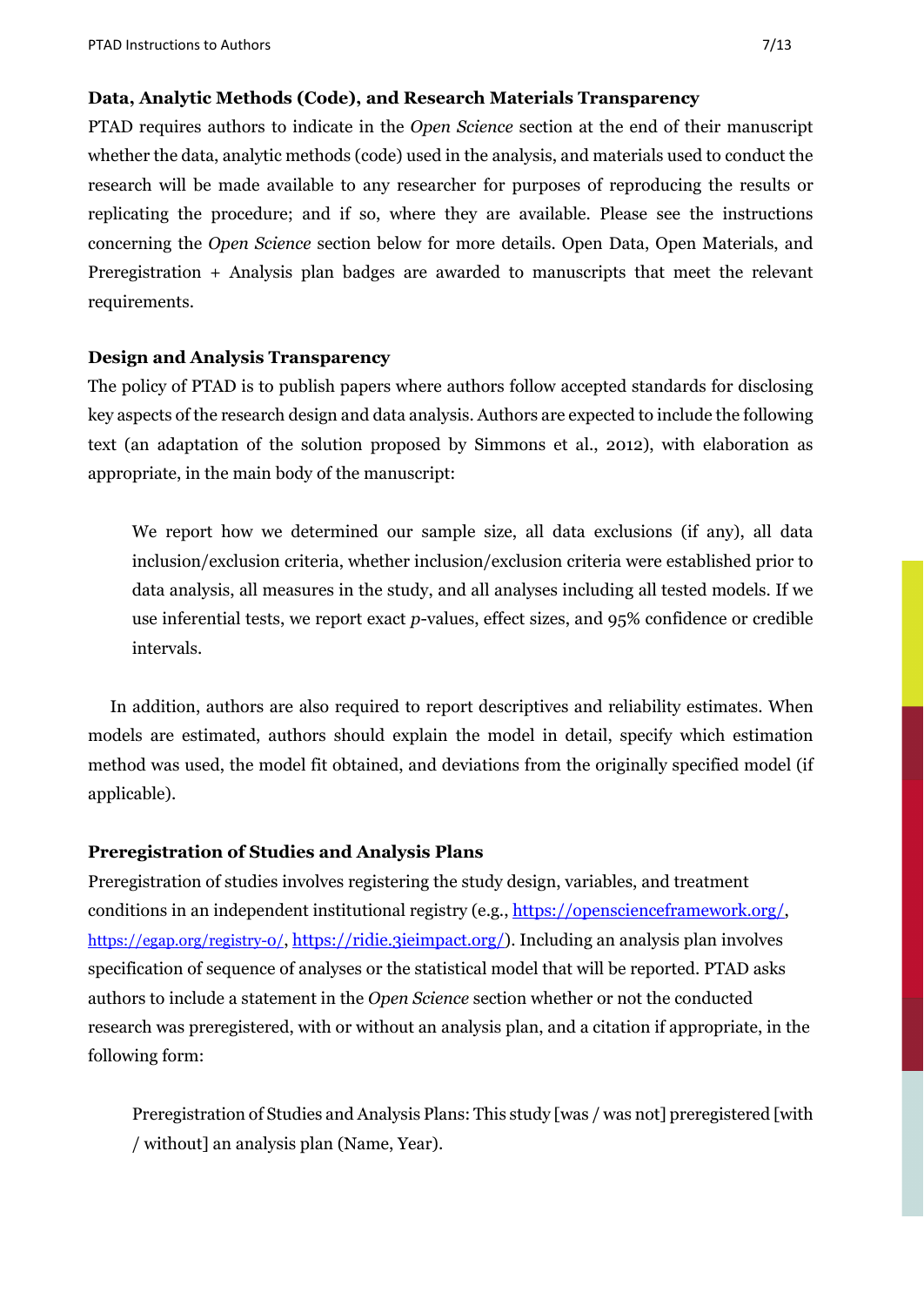**Data, Analytic Methods (Code), and Research Materials Transparency**

PTAD requires authors to indicate in the *Open Science* section at the end of their manuscript whether the data, analytic methods (code) used in the analysis, and materials used to conduct the research will be made available to any researcher for purposes of reproducing the results or replicating the procedure; and if so, where they are available. Please see the instructions concerning the *Open Science* section below for more details. Open Data, Open Materials, and Preregistration + Analysis plan badges are awarded to manuscripts that meet the relevant requirements.

**Design and Analysis Transparency**

The policy of PTAD is to publish papers where authors follow accepted standards for disclosing key aspects of the research design and data analysis. Authors are expected to include the following text (an adaptation of the solution proposed by Simmons et al., 2012), with elaboration as appropriate, in the main body of the manuscript:

> We report how we determined our sample size, all data exclusions (if any), all data inclusion/exclusion criteria, whether inclusion/exclusion criteria were established prior to data analysis, all measures in the study, and all analyses including all tested models. If we use inferential tests, we report exact *p*-values, effect sizes, and 95% confidence or credible intervals.

In addition, authors are also required to report descriptives and reliability estimates. When models are estimated, authors should explain the model in detail, specify which estimation method was used, the model fit obtained, and deviations from the originally specified model (if applicable).

**Preregistration of Studies and Analysis Plans**

Preregistration of studies involves registering the study design, variables, and treatment conditions in an independent institutional registry (e.g., https://openscienceframework.org/, https://egap.org/registry-0/, https://ridie.3ieimpact.org/). Including an analysis plan involves specification of sequence of analyses or the statistical model that will be reported. PTAD asks authors to include a statement in the *Open Science* section whether or not the conducted research was preregistered, with or without an analysis plan, and a citation if appropriate, in the following form:

> Preregistration of Studies and Analysis Plans: This study [was / was not] preregistered [with / without] an analysis plan (Name, Year).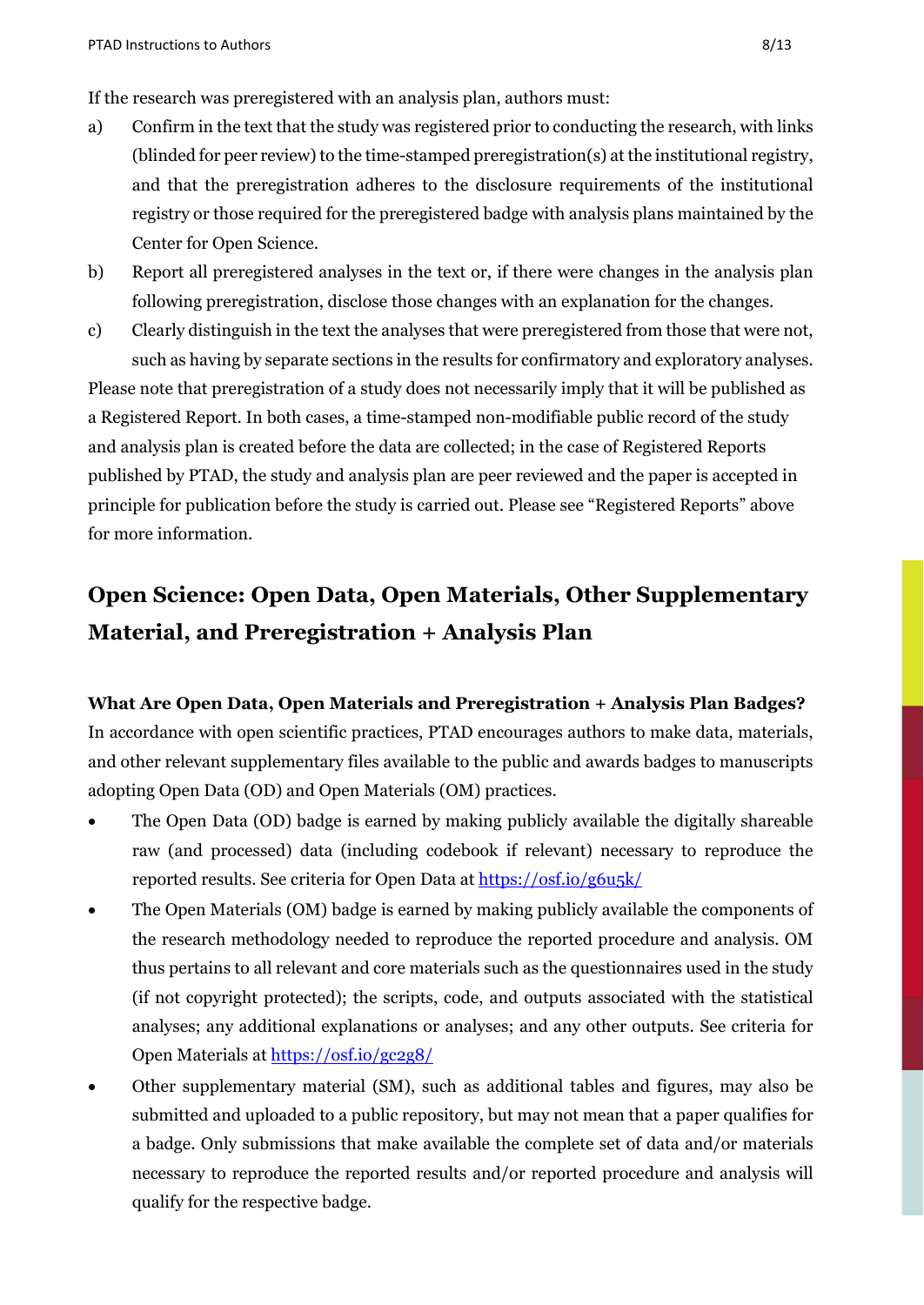If the research was preregistered with an analysis plan, authors must:

a) Confirm in the text that the study was registered prior to conducting the research, with links (blinded for peer review) to the time-stamped preregistration(s) at the institutional registry, and that the preregistration adheres to the disclosure requirements of the institutional registry or those required for the preregistered badge with analysis plans maintained by the Center for Open Science.

b) Report all preregistered analyses in the text or, if there were changes in the analysis plan following preregistration, disclose those changes with an explanation for the changes.

c) Clearly distinguish in the text the analyses that were preregistered from those that were not, such as having by separate sections in the results for confirmatory and exploratory analyses.

Please note that preregistration of a study does not necessarily imply that it will be published as a Registered Report. In both cases, a time-stamped non-modifiable public record of the study and analysis plan is created before the data are collected; in the case of Registered Reports published by PTAD, the study and analysis plan are peer reviewed and the paper is accepted in principle for publication before the study is carried out. Please see "Registered Reports" above for more information.

## Open Science: Open Data, Open Materials, Other Supplementary Material, and Preregistration + Analysis Plan

**What Are Open Data, Open Materials and Preregistration + Analysis Plan Badges?**

In accordance with open scientific practices, PTAD encourages authors to make data, materials, and other relevant supplementary files available to the public and awards badges to manuscripts adopting Open Data (OD) and Open Materials (OM) practices.

- The Open Data (OD) badge is earned by making publicly available the digitally shareable raw (and processed) data (including codebook if relevant) necessary to reproduce the reported results. See criteria for Open Data at https://osf.io/g6u5k/
- The Open Materials (OM) badge is earned by making publicly available the components of the research methodology needed to reproduce the reported procedure and analysis. OM thus pertains to all relevant and core materials such as the questionnaires used in the study (if not copyright protected); the scripts, code, and outputs associated with the statistical analyses; any additional explanations or analyses; and any other outputs. See criteria for Open Materials at https://osf.io/gc2g8/
- Other supplementary material (SM), such as additional tables and figures, may also be submitted and uploaded to a public repository, but may not mean that a paper qualifies for a badge. Only submissions that make available the complete set of data and/or materials necessary to reproduce the reported results and/or reported procedure and analysis will qualify for the respective badge.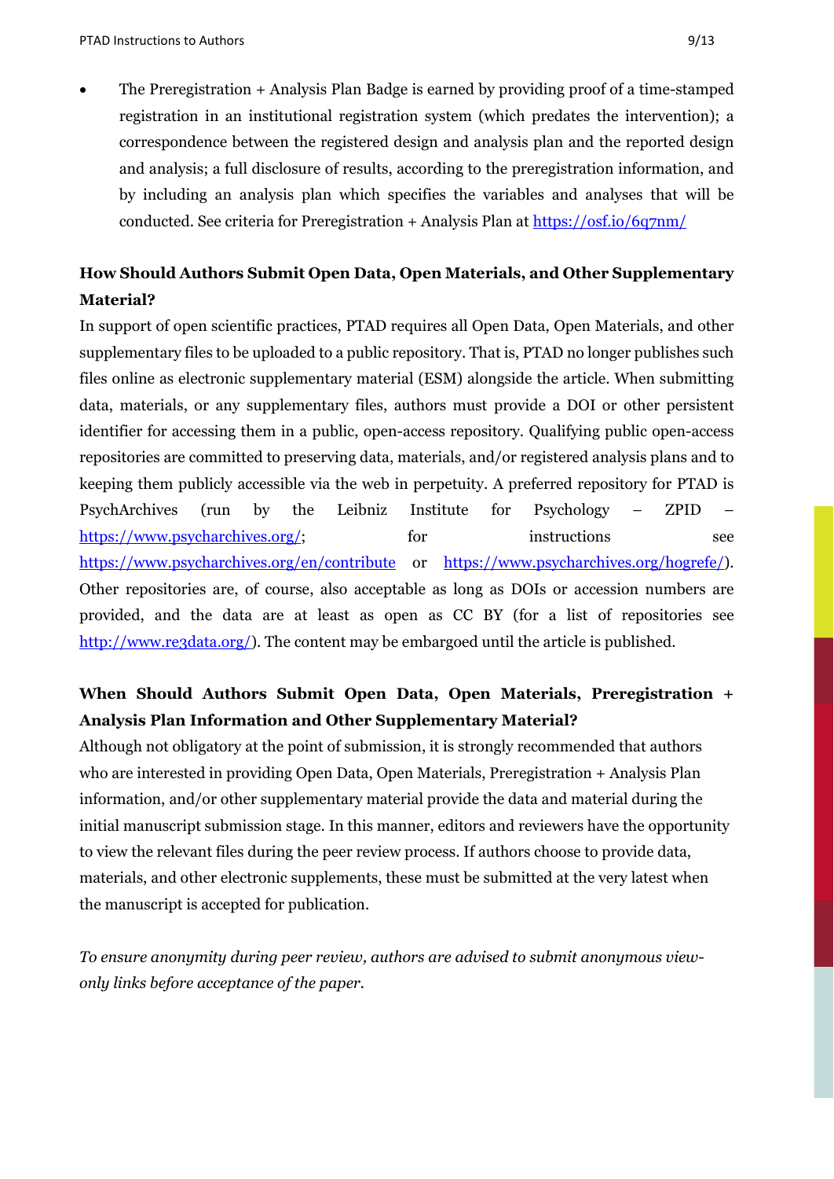- The Preregistration + Analysis Plan Badge is earned by providing proof of a time-stamped registration in an institutional registration system (which predates the intervention); a correspondence between the registered design and analysis plan and the reported design and analysis; a full disclosure of results, according to the preregistration information, and by including an analysis plan which specifies the variables and analyses that will be conducted. See criteria for Preregistration + Analysis Plan at https://osf.io/6q7nm/

**How Should Authors Submit Open Data, Open Materials, and Other Supplementary Material?**

In support of open scientific practices, PTAD requires all Open Data, Open Materials, and other supplementary files to be uploaded to a public repository. That is, PTAD no longer publishes such files online as electronic supplementary material (ESM) alongside the article. When submitting data, materials, or any supplementary files, authors must provide a DOI or other persistent identifier for accessing them in a public, open-access repository. Qualifying public open-access repositories are committed to preserving data, materials, and/or registered analysis plans and to keeping them publicly accessible via the web in perpetuity. A preferred repository for PTAD is PsychArchives (run by the Leibniz Institute for Psychology – ZPID – https://www.psycharchives.org/; for instructions see https://www.psycharchives.org/en/contribute or https://www.psycharchives.org/hogrefe/). Other repositories are, of course, also acceptable as long as DOIs or accession numbers are provided, and the data are at least as open as CC BY (for a list of repositories see http://www.re3data.org/). The content may be embargoed until the article is published.

**When Should Authors Submit Open Data, Open Materials, Preregistration + Analysis Plan Information and Other Supplementary Material?**

Although not obligatory at the point of submission, it is strongly recommended that authors who are interested in providing Open Data, Open Materials, Preregistration + Analysis Plan information, and/or other supplementary material provide the data and material during the initial manuscript submission stage. In this manner, editors and reviewers have the opportunity to view the relevant files during the peer review process. If authors choose to provide data, materials, and other electronic supplements, these must be submitted at the very latest when the manuscript is accepted for publication.

*To ensure anonymity during peer review, authors are advised to submit anonymous view-only links before acceptance of the paper.*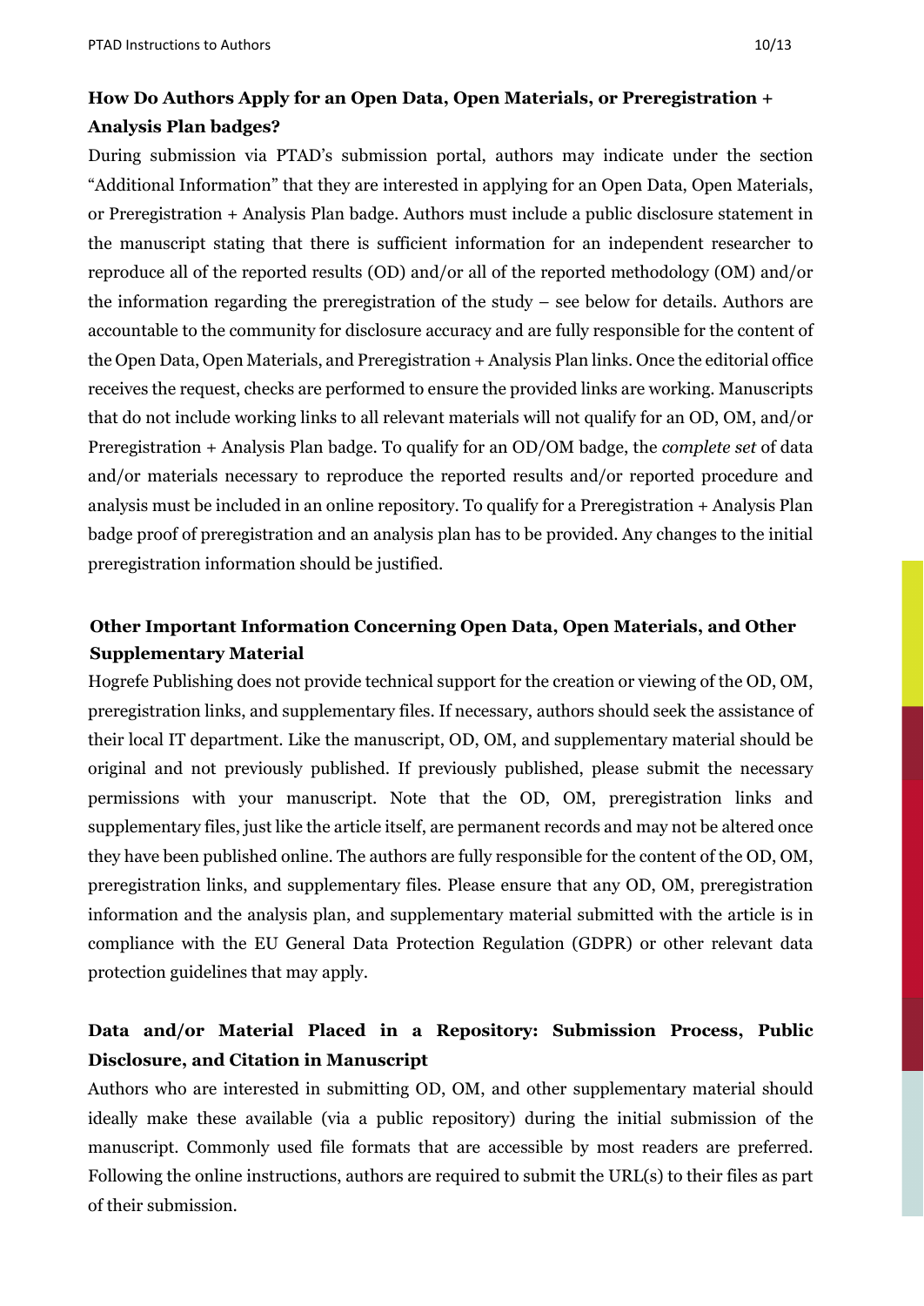### How Do Authors Apply for an Open Data, Open Materials, or Preregistration + Analysis Plan badges?

During submission via PTAD's submission portal, authors may indicate under the section "Additional Information" that they are interested in applying for an Open Data, Open Materials, or Preregistration + Analysis Plan badge. Authors must include a public disclosure statement in the manuscript stating that there is sufficient information for an independent researcher to reproduce all of the reported results (OD) and/or all of the reported methodology (OM) and/or the information regarding the preregistration of the study – see below for details. Authors are accountable to the community for disclosure accuracy and are fully responsible for the content of the Open Data, Open Materials, and Preregistration + Analysis Plan links. Once the editorial office receives the request, checks are performed to ensure the provided links are working. Manuscripts that do not include working links to all relevant materials will not qualify for an OD, OM, and/or Preregistration + Analysis Plan badge. To qualify for an OD/OM badge, the *complete set* of data and/or materials necessary to reproduce the reported results and/or reported procedure and analysis must be included in an online repository. To qualify for a Preregistration + Analysis Plan badge proof of preregistration and an analysis plan has to be provided. Any changes to the initial preregistration information should be justified.

### Other Important Information Concerning Open Data, Open Materials, and Other Supplementary Material

Hogrefe Publishing does not provide technical support for the creation or viewing of the OD, OM, preregistration links, and supplementary files. If necessary, authors should seek the assistance of their local IT department. Like the manuscript, OD, OM, and supplementary material should be original and not previously published. If previously published, please submit the necessary permissions with your manuscript. Note that the OD, OM, preregistration links and supplementary files, just like the article itself, are permanent records and may not be altered once they have been published online. The authors are fully responsible for the content of the OD, OM, preregistration links, and supplementary files. Please ensure that any OD, OM, preregistration information and the analysis plan, and supplementary material submitted with the article is in compliance with the EU General Data Protection Regulation (GDPR) or other relevant data protection guidelines that may apply.

### Data and/or Material Placed in a Repository: Submission Process, Public Disclosure, and Citation in Manuscript

Authors who are interested in submitting OD, OM, and other supplementary material should ideally make these available (via a public repository) during the initial submission of the manuscript. Commonly used file formats that are accessible by most readers are preferred. Following the online instructions, authors are required to submit the URL(s) to their files as part of their submission.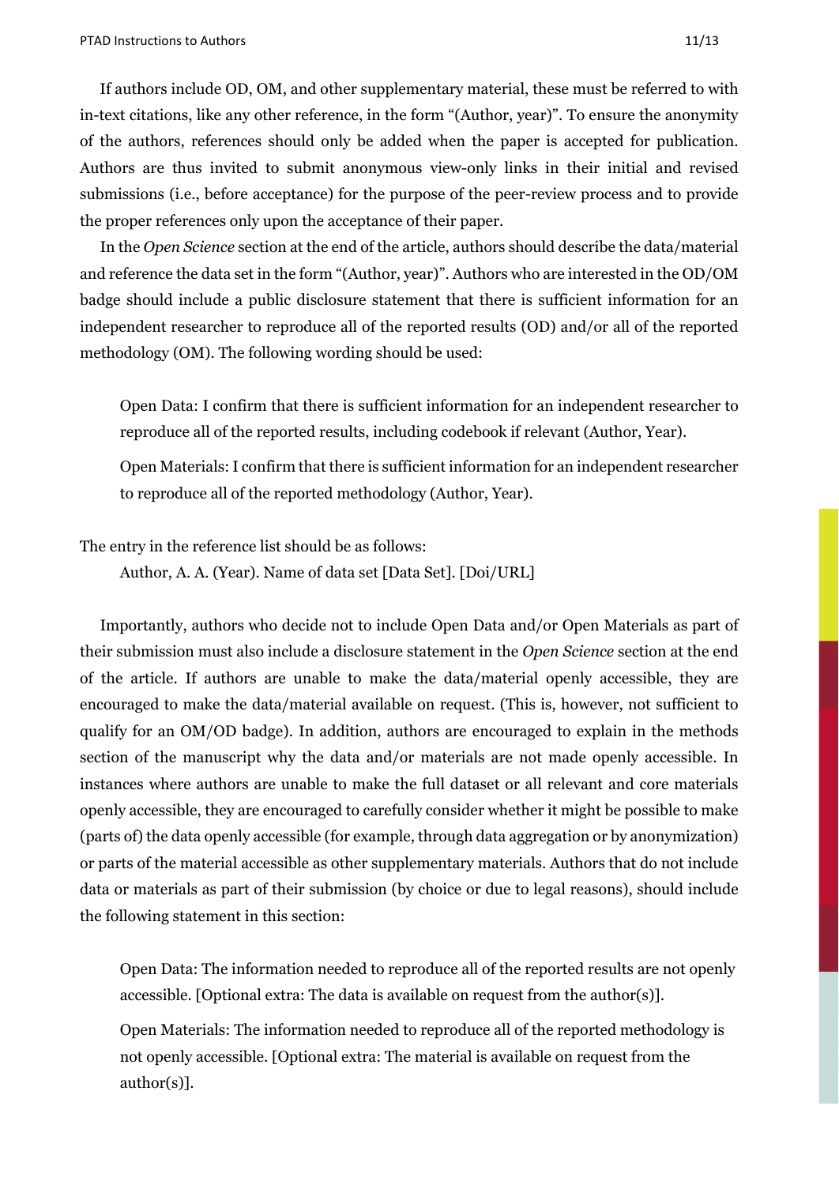If authors include OD, OM, and other supplementary material, these must be referred to with in-text citations, like any other reference, in the form "(Author, year)". To ensure the anonymity of the authors, references should only be added when the paper is accepted for publication. Authors are thus invited to submit anonymous view-only links in their initial and revised submissions (i.e., before acceptance) for the purpose of the peer-review process and to provide the proper references only upon the acceptance of their paper.

In the *Open Science* section at the end of the article, authors should describe the data/material and reference the data set in the form "(Author, year)". Authors who are interested in the OD/OM badge should include a public disclosure statement that there is sufficient information for an independent researcher to reproduce all of the reported results (OD) and/or all of the reported methodology (OM). The following wording should be used:

> Open Data: I confirm that there is sufficient information for an independent researcher to reproduce all of the reported results, including codebook if relevant (Author, Year).
>
> Open Materials: I confirm that there is sufficient information for an independent researcher to reproduce all of the reported methodology (Author, Year).

The entry in the reference list should be as follows:

> Author, A. A. (Year). Name of data set [Data Set]. [Doi/URL]

Importantly, authors who decide not to include Open Data and/or Open Materials as part of their submission must also include a disclosure statement in the *Open Science* section at the end of the article. If authors are unable to make the data/material openly accessible, they are encouraged to make the data/material available on request. (This is, however, not sufficient to qualify for an OM/OD badge). In addition, authors are encouraged to explain in the methods section of the manuscript why the data and/or materials are not made openly accessible. In instances where authors are unable to make the full dataset or all relevant and core materials openly accessible, they are encouraged to carefully consider whether it might be possible to make (parts of) the data openly accessible (for example, through data aggregation or by anonymization) or parts of the material accessible as other supplementary materials. Authors that do not include data or materials as part of their submission (by choice or due to legal reasons), should include the following statement in this section:

> Open Data: The information needed to reproduce all of the reported results are not openly accessible. [Optional extra: The data is available on request from the author(s)].
>
> Open Materials: The information needed to reproduce all of the reported methodology is not openly accessible. [Optional extra: The material is available on request from the author(s)].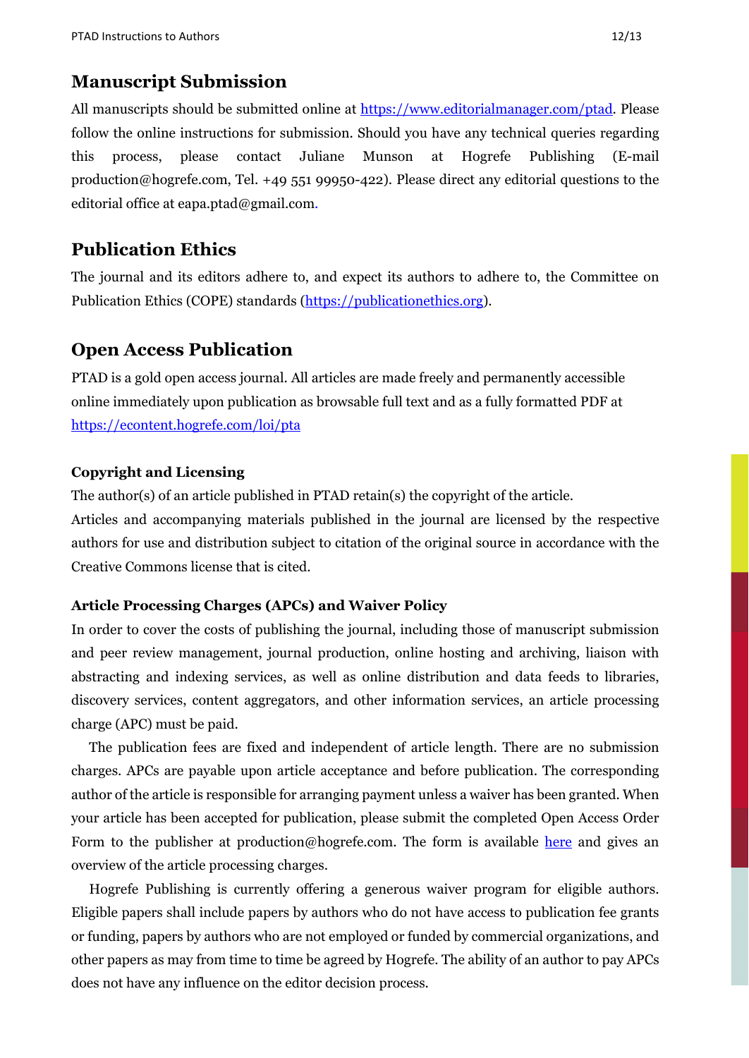## Manuscript Submission

All manuscripts should be submitted online at https://www.editorialmanager.com/ptad. Please follow the online instructions for submission. Should you have any technical queries regarding this process, please contact Juliane Munson at Hogrefe Publishing (E-mail production@hogrefe.com, Tel. +49 551 99950-422). Please direct any editorial questions to the editorial office at eapa.ptad@gmail.com.

## Publication Ethics

The journal and its editors adhere to, and expect its authors to adhere to, the Committee on Publication Ethics (COPE) standards (https://publicationethics.org).

## Open Access Publication

PTAD is a gold open access journal. All articles are made freely and permanently accessible online immediately upon publication as browsable full text and as a fully formatted PDF at https://econtent.hogrefe.com/loi/pta

### Copyright and Licensing

The author(s) of an article published in PTAD retain(s) the copyright of the article.
Articles and accompanying materials published in the journal are licensed by the respective authors for use and distribution subject to citation of the original source in accordance with the Creative Commons license that is cited.

### Article Processing Charges (APCs) and Waiver Policy

In order to cover the costs of publishing the journal, including those of manuscript submission and peer review management, journal production, online hosting and archiving, liaison with abstracting and indexing services, as well as online distribution and data feeds to libraries, discovery services, content aggregators, and other information services, an article processing charge (APC) must be paid.

The publication fees are fixed and independent of article length. There are no submission charges. APCs are payable upon article acceptance and before publication. The corresponding author of the article is responsible for arranging payment unless a waiver has been granted. When your article has been accepted for publication, please submit the completed Open Access Order Form to the publisher at production@hogrefe.com. The form is available here and gives an overview of the article processing charges.

Hogrefe Publishing is currently offering a generous waiver program for eligible authors. Eligible papers shall include papers by authors who do not have access to publication fee grants or funding, papers by authors who are not employed or funded by commercial organizations, and other papers as may from time to time be agreed by Hogrefe. The ability of an author to pay APCs does not have any influence on the editor decision process.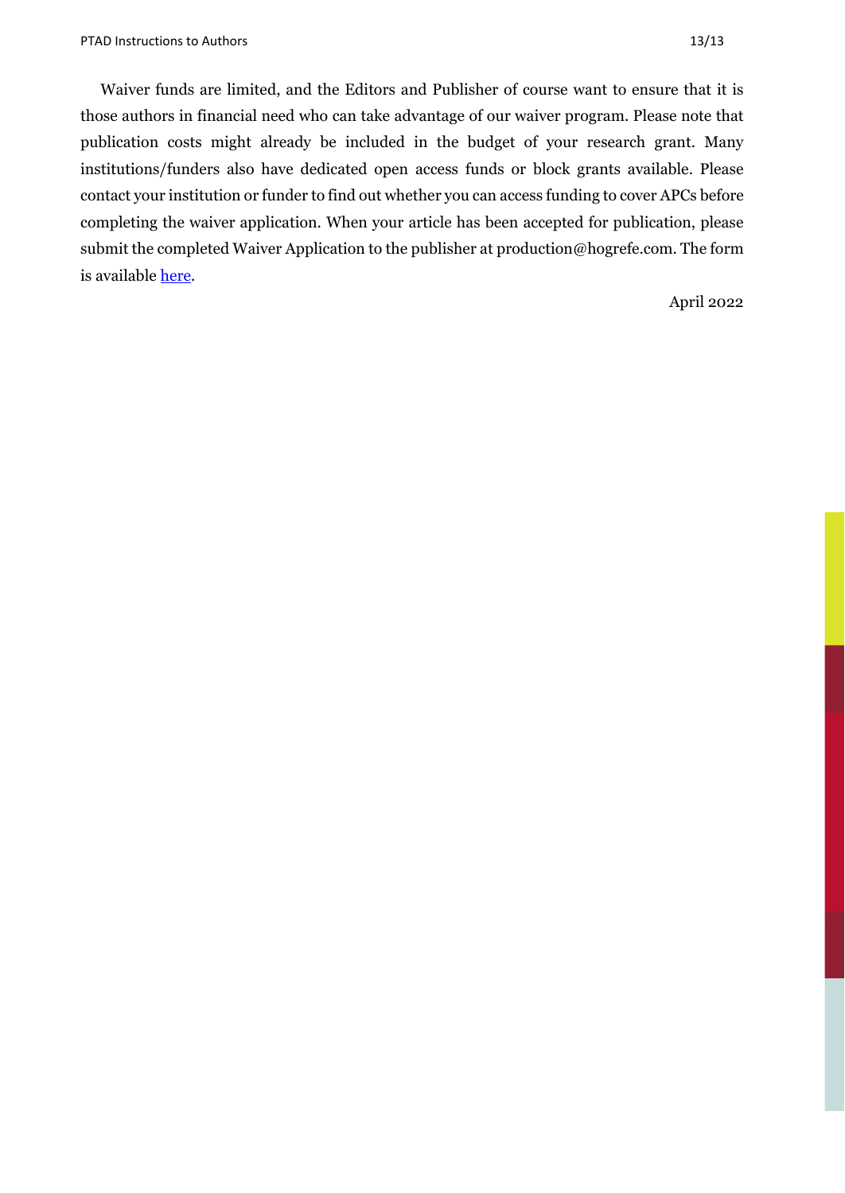Waiver funds are limited, and the Editors and Publisher of course want to ensure that it is those authors in financial need who can take advantage of our waiver program. Please note that publication costs might already be included in the budget of your research grant. Many institutions/funders also have dedicated open access funds or block grants available. Please contact your institution or funder to find out whether you can access funding to cover APCs before completing the waiver application. When your article has been accepted for publication, please submit the completed Waiver Application to the publisher at production@hogrefe.com. The form is available here.

April 2022